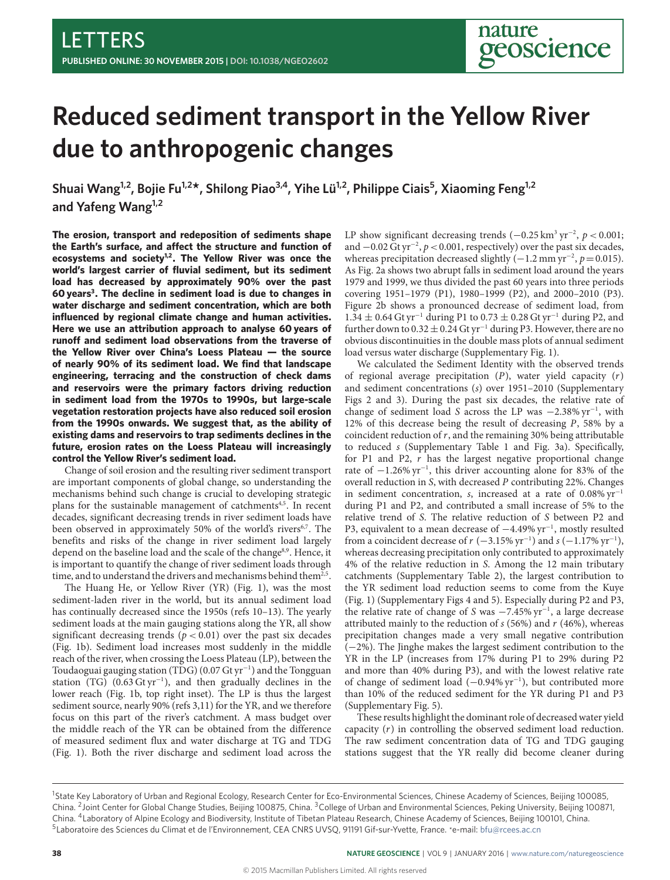LETTERS

# Reduced sediment transport in the Yellow River due to anthropogenic changes

**Shuai Wang[1,2], Bojie Fu[1,2*], Shilong Piao[3,4], Yihe Lü[1,2], Philippe Ciais[5], Xiaoming Feng[1,2] and Yafeng Wang[1,2]**

**The erosion, transport and redeposition of sediments shape the Earth's surface, and affect the structure and function of ecosystems and society[1,2]. The Yellow River was once the world's largest carrier of fluvial sediment, but its sediment load has decreased by approximately 90% over the past 60 years[3]. The decline in sediment load is due to changes in water discharge and sediment concentration, which are both influenced by regional climate change and human activities. Here we use an attribution approach to analyse 60 years of runoff and sediment load observations from the traverse of the Yellow River over China's Loess Plateau — the source of nearly 90% of its sediment load. We find that landscape engineering, terracing and the construction of check dams and reservoirs were the primary factors driving reduction in sediment load from the 1970s to 1990s, but large-scale vegetation restoration projects have also reduced soil erosion from the 1990s onwards. We suggest that, as the ability of existing dams and reservoirs to trap sediments declines in the future, erosion rates on the Loess Plateau will increasingly control the Yellow River's sediment load.**

Change of soil erosion and the resulting river sediment transport are important components of global change, so understanding the mechanisms behind such change is crucial to developing strategic plans for the sustainable management of catchments[4,5]. In recent decades, significant decreasing trends in river sediment loads have been observed in approximately 50% of the world's rivers[6,7]. The benefits and risks of the change in river sediment load largely depend on the baseline load and the scale of the change[8,9]. Hence, it is important to quantify the change of river sediment loads through time, and to understand the drivers and mechanisms behind them[2,5].

The Huang He, or Yellow River (YR) (Fig. 1), was the most sediment-laden river in the world, but its annual sediment load has continually decreased since the 1950s (refs 10–13). The yearly sediment loads at the main gauging stations along the YR, all show significant decreasing trends ($p < 0.01$) over the past six decades (Fig. 1b). Sediment load increases most suddenly in the middle reach of the river, when crossing the Loess Plateau (LP), between the Toudaoguai gauging station (TDG) (0.07 Gt yr$^{-1}$) and the Tongguan station (TG) (0.63 Gt yr$^{-1}$), and then gradually declines in the lower reach (Fig. 1b, top right inset). The LP is thus the largest sediment source, nearly 90% (refs 3,11) for the YR, and we therefore focus on this part of the river's catchment. A mass budget over the middle reach of the YR can be obtained from the difference of measured sediment flux and water discharge at TG and TDG (Fig. 1). Both the river discharge and sediment load across the LP show significant decreasing trends ($-0.25$ km$^3$ yr$^{-2}$, $p < 0.001$; and $-0.02$ Gt yr$^{-2}$, $p < 0.001$, respectively) over the past six decades, whereas precipitation decreased slightly ($-1.2$ mm yr$^{-2}$, $p = 0.015$). As Fig. 2a shows two abrupt falls in sediment load around the years 1979 and 1999, we thus divided the past 60 years into three periods covering 1951–1979 (P1), 1980–1999 (P2), and 2000–2010 (P3). Figure 2b shows a pronounced decrease of sediment load, from $1.34 \pm 0.64$ Gt yr$^{-1}$ during P1 to $0.73 \pm 0.28$ Gt yr$^{-1}$ during P2, and further down to $0.32 \pm 0.24$ Gt yr$^{-1}$ during P3. However, there are no obvious discontinuities in the double mass plots of annual sediment load versus water discharge (Supplementary Fig. 1).

We calculated the Sediment Identity with the observed trends of regional average precipitation ($P$), water yield capacity ($r$) and sediment concentrations ($s$) over 1951–2010 (Supplementary Figs 2 and 3). During the past six decades, the relative rate of change of sediment load $S$ across the LP was $-2.38\%$ yr$^{-1}$, with 12% of this decrease being the result of decreasing $P$, 58% by a coincident reduction of $r$, and the remaining 30% being attributable to reduced $s$ (Supplementary Table 1 and Fig. 3a). Specifically, for P1 and P2, $r$ has the largest negative proportional change rate of $-1.26\%$ yr$^{-1}$, this driver accounting alone for 83% of the overall reduction in $S$, with decreased $P$ contributing 22%. Changes in sediment concentration, $s$, increased at a rate of $0.08\%$ yr$^{-1}$ during P1 and P2, and contributed a small increase of 5% to the relative trend of $S$. The relative reduction of $S$ between P2 and P3, equivalent to a mean decrease of $-4.49\%$ yr$^{-1}$, mostly resulted from a coincident decrease of $r$ ($-3.15\%$ yr$^{-1}$) and $s$ ($-1.17\%$ yr$^{-1}$), whereas decreasing precipitation only contributed to approximately 4% of the relative reduction in $S$. Among the 12 main tributary catchments (Supplementary Table 2), the largest contribution to the YR sediment load reduction seems to come from the Kuye (Fig. 1) (Supplementary Figs 4 and 5). Especially during P2 and P3, the relative rate of change of $S$ was $-7.45\%$ yr$^{-1}$, a large decrease attributed mainly to the reduction of $s$ (56%) and $r$ (46%), whereas precipitation changes made a very small negative contribution ($-2\%$). The Jinghe makes the largest sediment contribution to the YR in the LP (increases from 17% during P1 to 29% during P2 and more than 40% during P3), and with the lowest relative rate of change of sediment load ($-0.94\%$ yr$^{-1}$), but contributed more than 10% of the reduced sediment for the YR during P1 and P3 (Supplementary Fig. 5).

These results highlight the dominant role of decreased water yield capacity ($r$) in controlling the observed sediment load reduction. The raw sediment concentration data of TG and TDG gauging stations suggest that the YR really did become cleaner during

[1]State Key Laboratory of Urban and Regional Ecology, Research Center for Eco-Environmental Sciences, Chinese Academy of Sciences, Beijing 100085, China. [2]Joint Center for Global Change Studies, Beijing 100875, China. [3]College of Urban and Environmental Sciences, Peking University, Beijing 100871, China. [4]Laboratory of Alpine Ecology and Biodiversity, Institute of Tibetan Plateau Research, Chinese Academy of Sciences, Beijing 100101, China. [5]Laboratoire des Sciences du Climat et de l'Environnement, CEA CNRS UVSQ, 91191 Gif-sur-Yvette, France. *e-mail: bfu@rcees.ac.cn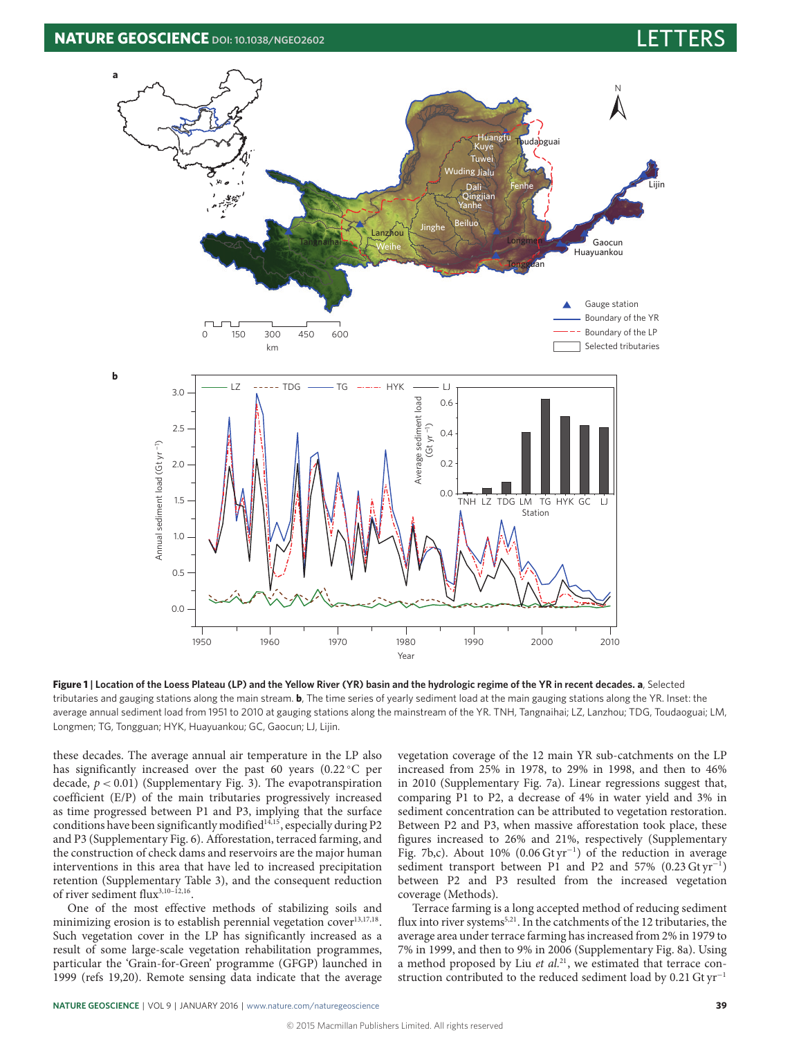**Figure 1 | Location of the Loess Plateau (LP) and the Yellow River (YR) basin and the hydrologic regime of the YR in recent decades. a**, Selected tributaries and gauging stations along the main stream. **b**, The time series of yearly sediment load at the main gauging stations along the YR. Inset: the average annual sediment load from 1951 to 2010 at gauging stations along the mainstream of the YR. TNH, Tangnaihai; LZ, Lanzhou; TDG, Toudaoguai; LM, Longmen; TG, Tongguan; HYK, Huayuankou; GC, Gaocun; LJ, Lijin.

these decades. The average annual air temperature in the LP also has significantly increased over the past 60 years (0.22 °C per decade, $p < 0.01$) (Supplementary Fig. 3). The evapotranspiration coefficient (E/P) of the main tributaries progressively increased as time progressed between P1 and P3, implying that the surface conditions have been significantly modified[14,15], especially during P2 and P3 (Supplementary Fig. 6). Afforestation, terraced farming, and the construction of check dams and reservoirs are the major human interventions in this area that have led to increased precipitation retention (Supplementary Table 3), and the consequent reduction of river sediment flux[3,10–12,16].

One of the most effective methods of stabilizing soils and minimizing erosion is to establish perennial vegetation cover[13,17,18]. Such vegetation cover in the LP has significantly increased as a result of some large-scale vegetation rehabilitation programmes, particular the 'Grain-for-Green' programme (GFGP) launched in 1999 (refs 19,20). Remote sensing data indicate that the average vegetation coverage of the 12 main YR sub-catchments on the LP increased from 25% in 1978, to 29% in 1998, and then to 46% in 2010 (Supplementary Fig. 7a). Linear regressions suggest that, comparing P1 to P2, a decrease of 4% in water yield and 3% in sediment concentration can be attributed to vegetation restoration. Between P2 and P3, when massive afforestation took place, these figures increased to 26% and 21%, respectively (Supplementary Fig. 7b,c). About 10% (0.06 Gt yr$^{-1}$) of the reduction in average sediment transport between P1 and P2 and 57% (0.23 Gt yr$^{-1}$) between P2 and P3 resulted from the increased vegetation coverage (Methods).

Terrace farming is a long accepted method of reducing sediment flux into river systems[5,21]. In the catchments of the 12 tributaries, the average area under terrace farming has increased from 2% in 1979 to 7% in 1999, and then to 9% in 2006 (Supplementary Fig. 8a). Using a method proposed by Liu *et al.*[21], we estimated that terrace construction contributed to the reduced sediment load by 0.21 Gt yr$^{-1}$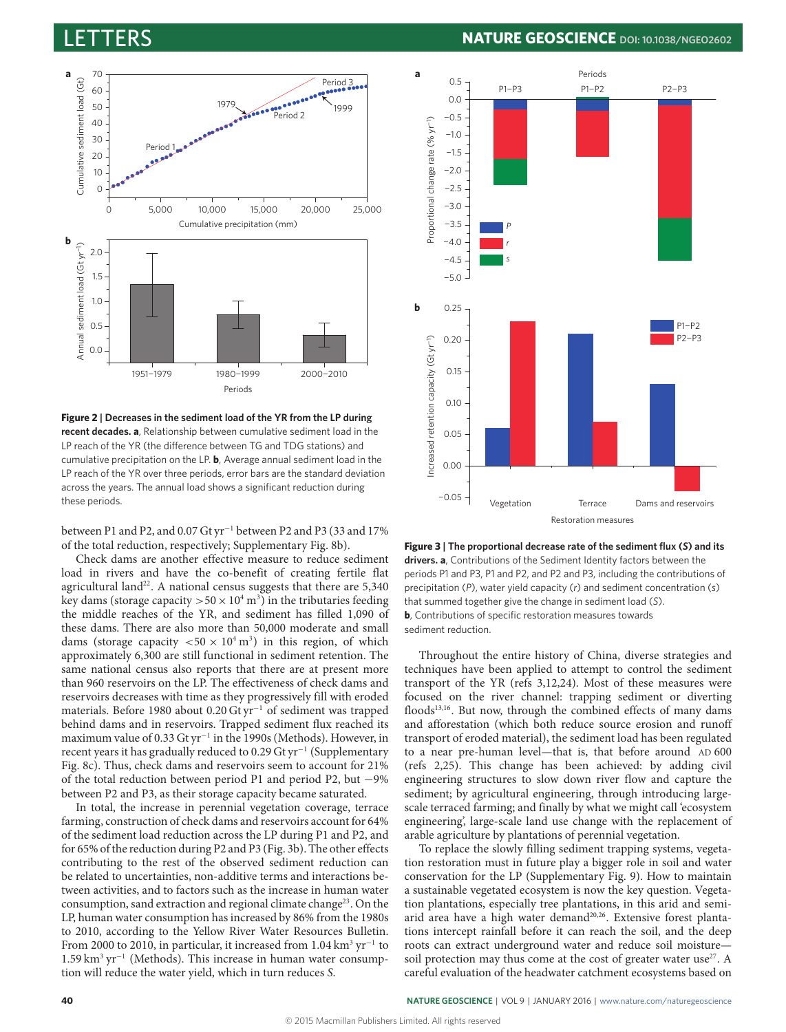**Figure 2 | Decreases in the sediment load of the YR from the LP during recent decades. a**, Relationship between cumulative sediment load in the LP reach of the YR (the difference between TG and TDG stations) and cumulative precipitation on the LP. **b**, Average annual sediment load in the LP reach of the YR over three periods, error bars are the standard deviation across the years. The annual load shows a significant reduction during these periods.

between P1 and P2, and 0.07 Gt yr$^{-1}$ between P2 and P3 (33 and 17% of the total reduction, respectively; Supplementary Fig. 8b).

Check dams are another effective measure to reduce sediment load in rivers and have the co-benefit of creating fertile flat agricultural land[22]. A national census suggests that there are 5,340 key dams (storage capacity $>50 \times 10^4$ m$^3$) in the tributaries feeding the middle reaches of the YR, and sediment has filled 1,090 of these dams. There are also more than 50,000 moderate and small dams (storage capacity $<50 \times 10^4$ m$^3$) in this region, of which approximately 6,300 are still functional in sediment retention. The same national census also reports that there are at present more than 960 reservoirs on the LP. The effectiveness of check dams and reservoirs decreases with time as they progressively fill with eroded materials. Before 1980 about 0.20 Gt yr$^{-1}$ of sediment was trapped behind dams and in reservoirs. Trapped sediment flux reached its maximum value of 0.33 Gt yr$^{-1}$ in the 1990s (Methods). However, in recent years it has gradually reduced to 0.29 Gt yr$^{-1}$ (Supplementary Fig. 8c). Thus, check dams and reservoirs seem to account for 21% of the total reduction between period P1 and period P2, but −9% between P2 and P3, as their storage capacity became saturated.

In total, the increase in perennial vegetation coverage, terrace farming, construction of check dams and reservoirs account for 64% of the sediment load reduction across the LP during P1 and P2, and for 65% of the reduction during P2 and P3 (Fig. 3b). The other effects contributing to the rest of the observed sediment reduction can be related to uncertainties, non-additive terms and interactions between activities, and to factors such as the increase in human water consumption, sand extraction and regional climate change[23]. On the LP, human water consumption has increased by 86% from the 1980s to 2010, according to the Yellow River Water Resources Bulletin. From 2000 to 2010, in particular, it increased from 1.04 km$^3$ yr$^{-1}$ to 1.59 km$^3$ yr$^{-1}$ (Methods). This increase in human water consumption will reduce the water yield, which in turn reduces *S*.

**Figure 3 | The proportional decrease rate of the sediment flux (*S*) and its drivers. a**, Contributions of the Sediment Identity factors between the periods P1 and P3, P1 and P2, and P2 and P3, including the contributions of precipitation (*P*), water yield capacity (*r*) and sediment concentration (*s*) that summed together give the change in sediment load (*S*). **b**, Contributions of specific restoration measures towards sediment reduction.

Throughout the entire history of China, diverse strategies and techniques have been applied to attempt to control the sediment transport of the YR (refs 3,12,24). Most of these measures were focused on the river channel: trapping sediment or diverting floods[13,16]. But now, through the combined effects of many dams and afforestation (which both reduce source erosion and runoff transport of eroded material), the sediment load has been regulated to a near pre-human level—that is, that before around AD 600 (refs 2,25). This change has been achieved: by adding civil engineering structures to slow down river flow and capture the sediment; by agricultural engineering, through introducing large-scale terraced farming; and finally by what we might call 'ecosystem engineering', large-scale land use change with the replacement of arable agriculture by plantations of perennial vegetation.

To replace the slowly filling sediment trapping systems, vegetation restoration must in future play a bigger role in soil and water conservation for the LP (Supplementary Fig. 9). How to maintain a sustainable vegetated ecosystem is now the key question. Vegetation plantations, especially tree plantations, in this arid and semi-arid area have a high water demand[20,26]. Extensive forest plantations intercept rainfall before it can reach the soil, and the deep roots can extract underground water and reduce soil moisture—soil protection may thus come at the cost of greater water use[27]. A careful evaluation of the headwater catchment ecosystems based on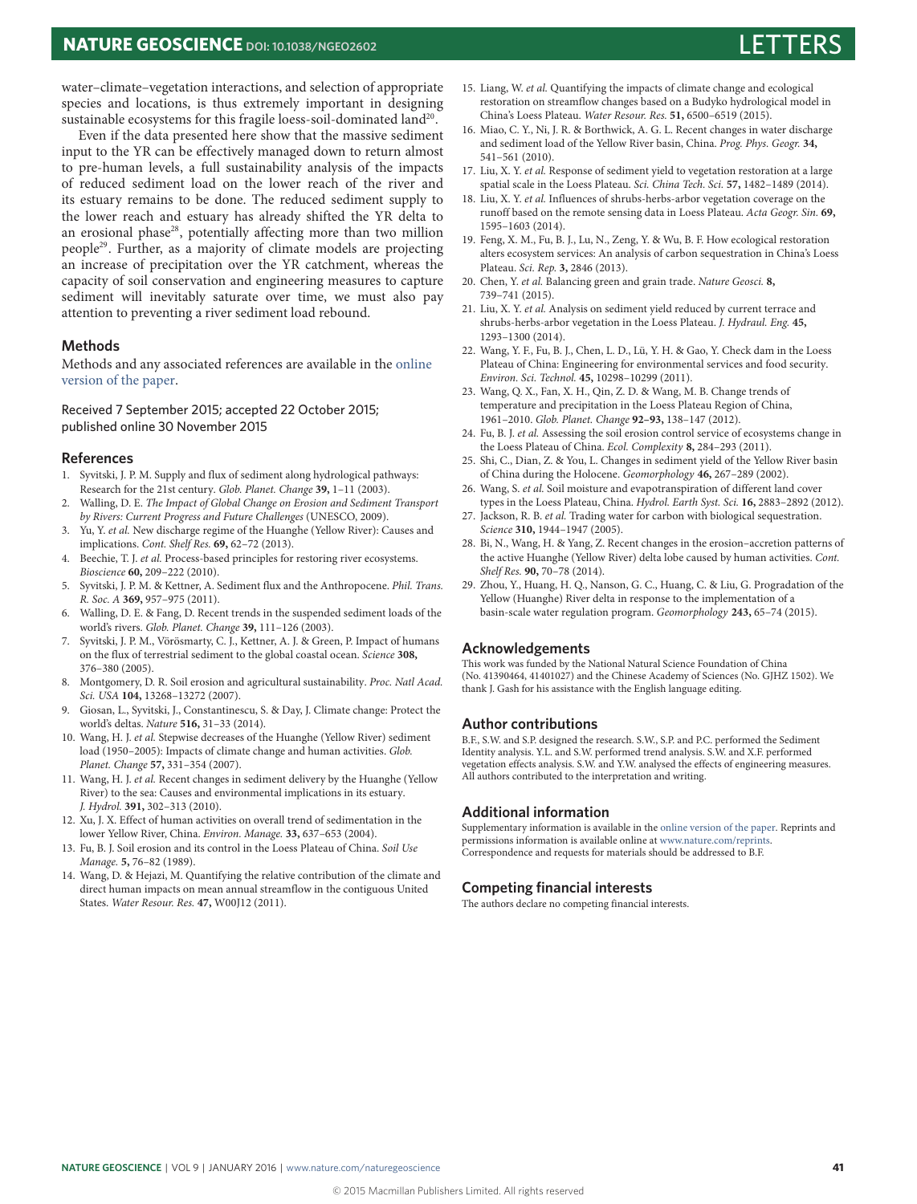water–climate–vegetation interactions, and selection of appropriate species and locations, is thus extremely important in designing sustainable ecosystems for this fragile loess-soil-dominated land[20].

Even if the data presented here show that the massive sediment input to the YR can be effectively managed down to return almost to pre-human levels, a full sustainability analysis of the impacts of reduced sediment load on the lower reach of the river and its estuary remains to be done. The reduced sediment supply to the lower reach and estuary has already shifted the YR delta to an erosional phase[28], potentially affecting more than two million people[29]. Further, as a majority of climate models are projecting an increase of precipitation over the YR catchment, whereas the capacity of soil conservation and engineering measures to capture sediment will inevitably saturate over time, we must also pay attention to preventing a river sediment load rebound.

## Methods

Methods and any associated references are available in the online version of the paper.

Received 7 September 2015; accepted 22 October 2015; published online 30 November 2015

## References

1. Syvitski, J. P. M. Supply and flux of sediment along hydrological pathways: Research for the 21st century. *Glob. Planet. Change* **39,** 1–11 (2003).
2. Walling, D. E. *The Impact of Global Change on Erosion and Sediment Transport by Rivers: Current Progress and Future Challenges* (UNESCO, 2009).
3. Yu, Y. *et al.* New discharge regime of the Huanghe (Yellow River): Causes and implications. *Cont. Shelf Res.* **69,** 62–72 (2013).
4. Beechie, T. J. *et al.* Process-based principles for restoring river ecosystems. *Bioscience* **60,** 209–222 (2010).
5. Syvitski, J. P. M. & Kettner, A. Sediment flux and the Anthropocene. *Phil. Trans. R. Soc. A* **369,** 957–975 (2011).
6. Walling, D. E. & Fang, D. Recent trends in the suspended sediment loads of the world's rivers. *Glob. Planet. Change* **39,** 111–126 (2003).
7. Syvitski, J. P. M., Vörösmarty, C. J., Kettner, A. J. & Green, P. Impact of humans on the flux of terrestrial sediment to the global coastal ocean. *Science* **308,** 376–380 (2005).
8. Montgomery, D. R. Soil erosion and agricultural sustainability. *Proc. Natl Acad. Sci. USA* **104,** 13268–13272 (2007).
9. Giosan, L., Syvitski, J., Constantinescu, S. & Day, J. Climate change: Protect the world's deltas. *Nature* **516,** 31–33 (2014).
10. Wang, H. J. *et al.* Stepwise decreases of the Huanghe (Yellow River) sediment load (1950–2005): Impacts of climate change and human activities. *Glob. Planet. Change* **57,** 331–354 (2007).
11. Wang, H. J. *et al.* Recent changes in sediment delivery by the Huanghe (Yellow River) to the sea: Causes and environmental implications in its estuary. *J. Hydrol.* **391,** 302–313 (2010).
12. Xu, J. X. Effect of human activities on overall trend of sedimentation in the lower Yellow River, China. *Environ. Manage.* **33,** 637–653 (2004).
13. Fu, B. J. Soil erosion and its control in the Loess Plateau of China. *Soil Use Manage.* **5,** 76–82 (1989).
14. Wang, D. & Hejazi, M. Quantifying the relative contribution of the climate and direct human impacts on mean annual streamflow in the contiguous United States. *Water Resour. Res.* **47,** W00J12 (2011).
15. Liang, W. *et al.* Quantifying the impacts of climate change and ecological restoration on streamflow changes based on a Budyko hydrological model in China's Loess Plateau. *Water Resour. Res.* **51,** 6500–6519 (2015).
16. Miao, C. Y., Ni, J. R. & Borthwick, A. G. L. Recent changes in water discharge and sediment load of the Yellow River basin, China. *Prog. Phys. Geogr.* **34,** 541–561 (2010).
17. Liu, X. Y. *et al.* Response of sediment yield to vegetation restoration at a large spatial scale in the Loess Plateau. *Sci. China Tech. Sci.* **57,** 1482–1489 (2014).
18. Liu, X. Y. *et al.* Influences of shrubs-herbs-arbor vegetation coverage on the runoff based on the remote sensing data in Loess Plateau. *Acta Geogr. Sin.* **69,** 1595–1603 (2014).
19. Feng, X. M., Fu, B. J., Lu, N., Zeng, Y. & Wu, B. F. How ecological restoration alters ecosystem services: An analysis of carbon sequestration in China's Loess Plateau. *Sci. Rep.* **3,** 2846 (2013).
20. Chen, Y. *et al.* Balancing green and grain trade. *Nature Geosci.* **8,** 739–741 (2015).
21. Liu, X. Y. *et al.* Analysis on sediment yield reduced by current terrace and shrubs-herbs-arbor vegetation in the Loess Plateau. *J. Hydraul. Eng.* **45,** 1293–1300 (2014).
22. Wang, Y. F., Fu, B. J., Chen, L. D., Lü, Y. H. & Gao, Y. Check dam in the Loess Plateau of China: Engineering for environmental services and food security. *Environ. Sci. Technol.* **45,** 10298–10299 (2011).
23. Wang, Q. X., Fan, X. H., Qin, Z. D. & Wang, M. B. Change trends of temperature and precipitation in the Loess Plateau Region of China, 1961–2010. *Glob. Planet. Change* **92–93,** 138–147 (2012).
24. Fu, B. J. *et al.* Assessing the soil erosion control service of ecosystems change in the Loess Plateau of China. *Ecol. Complexity* **8,** 284–293 (2011).
25. Shi, C., Dian, Z. & You, L. Changes in sediment yield of the Yellow River basin of China during the Holocene. *Geomorphology* **46,** 267–289 (2002).
26. Wang, S. *et al.* Soil moisture and evapotranspiration of different land cover types in the Loess Plateau, China. *Hydrol. Earth Syst. Sci.* **16,** 2883–2892 (2012).
27. Jackson, R. B. *et al.* Trading water for carbon with biological sequestration. *Science* **310,** 1944–1947 (2005).
28. Bi, N., Wang, H. & Yang, Z. Recent changes in the erosion–accretion patterns of the active Huanghe (Yellow River) delta lobe caused by human activities. *Cont. Shelf Res.* **90,** 70–78 (2014).
29. Zhou, Y., Huang, H. Q., Nanson, G. C., Huang, C. & Liu, G. Progradation of the Yellow (Huanghe) River delta in response to the implementation of a basin-scale water regulation program. *Geomorphology* **243,** 65–74 (2015).

## Acknowledgements

This work was funded by the National Natural Science Foundation of China (No. 41390464, 41401027) and the Chinese Academy of Sciences (No. GJHZ 1502). We thank J. Gash for his assistance with the English language editing.

## Author contributions

B.F., S.W. and S.P. designed the research. S.W., S.P. and P.C. performed the Sediment Identity analysis. Y.L. and S.W. performed trend analysis. S.W. and X.F. performed vegetation effects analysis. S.W. and Y.W. analysed the effects of engineering measures. All authors contributed to the interpretation and writing.

## Additional information

Supplementary information is available in the online version of the paper. Reprints and permissions information is available online at www.nature.com/reprints. Correspondence and requests for materials should be addressed to B.F.

## Competing financial interests

The authors declare no competing financial interests.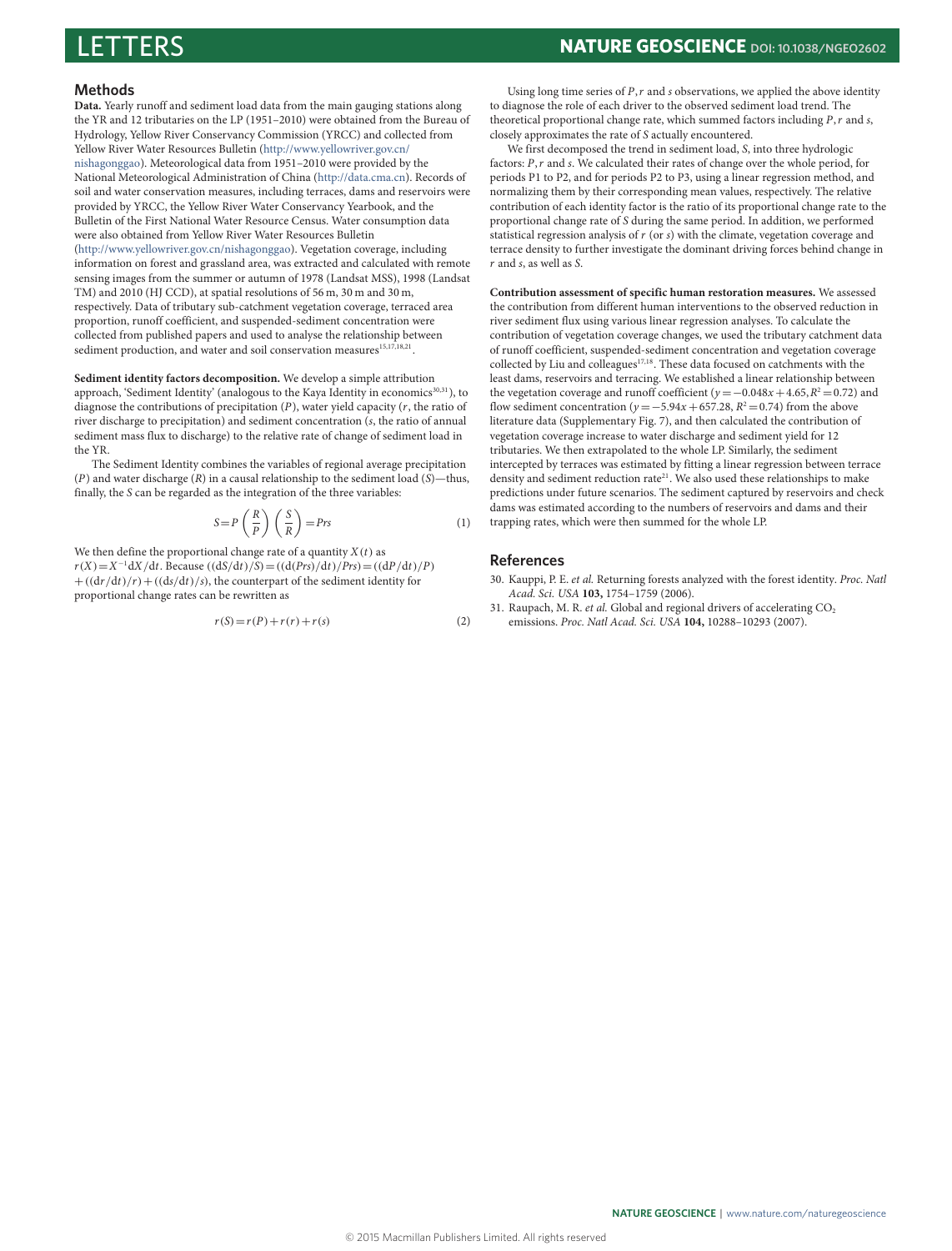## Methods

**Data.** Yearly runoff and sediment load data from the main gauging stations along the YR and 12 tributaries on the LP (1951–2010) were obtained from the Bureau of Hydrology, Yellow River Conservancy Commission (YRCC) and collected from Yellow River Water Resources Bulletin (http://www.yellowriver.gov.cn/nishagonggao). Meteorological data from 1951–2010 were provided by the National Meteorological Administration of China (http://data.cma.cn). Records of soil and water conservation measures, including terraces, dams and reservoirs were provided by YRCC, the Yellow River Water Conservancy Yearbook, and the Bulletin of the First National Water Resource Census. Water consumption data were also obtained from Yellow River Water Resources Bulletin (http://www.yellowriver.gov.cn/nishagonggao). Vegetation coverage, including information on forest and grassland area, was extracted and calculated with remote sensing images from the summer or autumn of 1978 (Landsat MSS), 1998 (Landsat TM) and 2010 (HJ CCD), at spatial resolutions of 56 m, 30 m and 30 m, respectively. Data of tributary sub-catchment vegetation coverage, terraced area proportion, runoff coefficient, and suspended-sediment concentration were collected from published papers and used to analyse the relationship between sediment production, and water and soil conservation measures[15,17,18,21].

**Sediment identity factors decomposition.** We develop a simple attribution approach, 'Sediment Identity' (analogous to the Kaya Identity in economics[30,31]), to diagnose the contributions of precipitation ($P$), water yield capacity ($r$, the ratio of river discharge to precipitation) and sediment concentration ($s$, the ratio of annual sediment mass flux to discharge) to the relative rate of change of sediment load in the YR.

The Sediment Identity combines the variables of regional average precipitation ($P$) and water discharge ($R$) in a causal relationship to the sediment load ($S$)—thus, finally, the $S$ can be regarded as the integration of the three variables:

$$S = P\left(\frac{R}{P}\right)\left(\frac{S}{R}\right) = Prs \tag{1}$$

We then define the proportional change rate of a quantity $X(t)$ as $r(X) = X^{-1}\mathrm{d}X/\mathrm{d}t$. Because $((\mathrm{d}S/\mathrm{d}t)/S) = ((\mathrm{d}(Prs)/\mathrm{d}t)/Prs) = ((\mathrm{d}P/\mathrm{d}t)/P) + ((\mathrm{d}r/\mathrm{d}t)/r) + ((\mathrm{d}s/\mathrm{d}t)/s)$, the counterpart of the sediment identity for proportional change rates can be rewritten as

$$r(S) = r(P) + r(r) + r(s) \tag{2}$$

Using long time series of $P$, $r$ and $s$ observations, we applied the above identity to diagnose the role of each driver to the observed sediment load trend. The theoretical proportional change rate, which summed factors including $P$, $r$ and $s$, closely approximates the rate of $S$ actually encountered.

We first decomposed the trend in sediment load, $S$, into three hydrologic factors: $P$, $r$ and $s$. We calculated their rates of change over the whole period, for periods P1 to P2, and for periods P2 to P3, using a linear regression method, and normalizing them by their corresponding mean values, respectively. The relative contribution of each identity factor is the ratio of its proportional change rate to the proportional change rate of $S$ during the same period. In addition, we performed statistical regression analysis of $r$ (or $s$) with the climate, vegetation coverage and terrace density to further investigate the dominant driving forces behind change in $r$ and $s$, as well as $S$.

**Contribution assessment of specific human restoration measures.** We assessed the contribution from different human interventions to the observed reduction in river sediment flux using various linear regression analyses. To calculate the contribution of vegetation coverage changes, we used the tributary catchment data of runoff coefficient, suspended-sediment concentration and vegetation coverage collected by Liu and colleagues[17,18]. These data focused on catchments with the least dams, reservoirs and terracing. We established a linear relationship between the vegetation coverage and runoff coefficient ($y = -0.048x + 4.65$, $R^2 = 0.72$) and flow sediment concentration ($y = -5.94x + 657.28$, $R^2 = 0.74$) from the above literature data (Supplementary Fig. 7), and then calculated the contribution of vegetation coverage increase to water discharge and sediment yield for 12 tributaries. We then extrapolated to the whole LP. Similarly, the sediment intercepted by terraces was estimated by fitting a linear regression between terrace density and sediment reduction rate[21]. We also used these relationships to make predictions under future scenarios. The sediment captured by reservoirs and check dams was estimated according to the numbers of reservoirs and dams and their trapping rates, which were then summed for the whole LP.

## References

30. Kauppi, P. E. *et al.* Returning forests analyzed with the forest identity. *Proc. Natl Acad. Sci. USA* **103,** 1754–1759 (2006).
31. Raupach, M. R. *et al.* Global and regional drivers of accelerating $CO_2$ emissions. *Proc. Natl Acad. Sci. USA* **104,** 10288–10293 (2007).